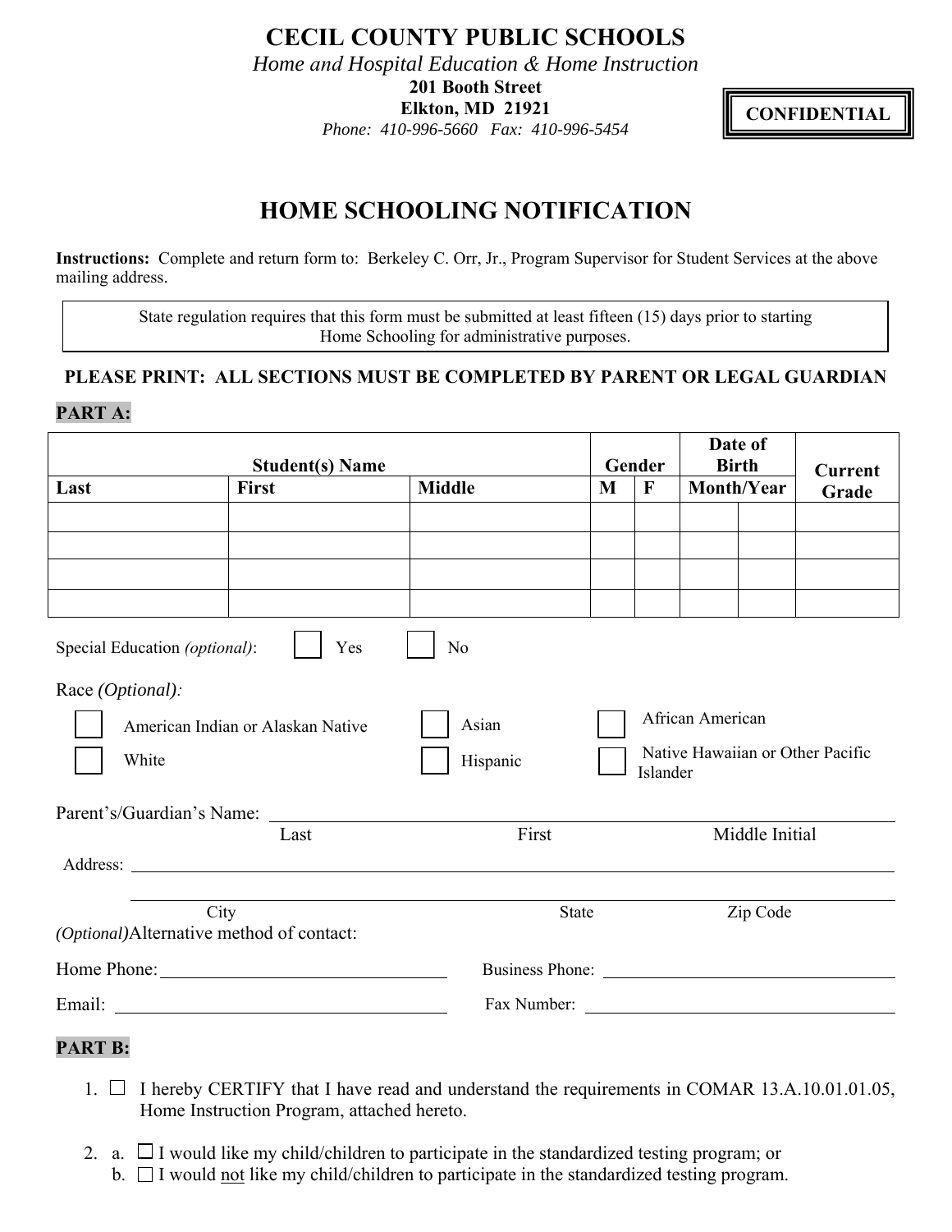# CECIL COUNTY PUBLIC SCHOOLS

*Home and Hospital Education & Home Instruction*

**201 Booth Street**
**Elkton, MD 21921**
*Phone: 410-996-5660 Fax: 410-996-5454*

**CONFIDENTIAL**

## HOME SCHOOLING NOTIFICATION

**Instructions:** Complete and return form to: Berkeley C. Orr, Jr., Program Supervisor for Student Services at the above mailing address.

State regulation requires that this form must be submitted at least fifteen (15) days prior to starting Home Schooling for administrative purposes.

**PLEASE PRINT: ALL SECTIONS MUST BE COMPLETED BY PARENT OR LEGAL GUARDIAN**

**PART A:**

| Student(s) Name | | | Gender | | Date of Birth | | Current Grade |
|---|---|---|---|---|---|---|---|
| **Last** | **First** | **Middle** | **M** | **F** | **Month/Year** | | |
| | | | | | | | |
| | | | | | | | |
| | | | | | | | |
| | | | | | | | |

Special Education *(optional)*: ☐ Yes ☐ No

Race *(Optional)*:

☐ American Indian or Alaskan Native ☐ Asian ☐ African American
☐ White ☐ Hispanic ☐ Native Hawaiian or Other Pacific Islander

Parent's/Guardian's Name: ______________________________
Last First Middle Initial

Address: ______________________________

______________________________
City State Zip Code

*(Optional)* Alternative method of contact:

Home Phone: ______________ Business Phone: ______________

Email: ______________ Fax Number: ______________

**PART B:**

1. ☐ I hereby CERTIFY that I have read and understand the requirements in COMAR 13.A.10.01.01.05, Home Instruction Program, attached hereto.

2. a. ☐ I would like my child/children to participate in the standardized testing program; or
   b. ☐ I would not like my child/children to participate in the standardized testing program.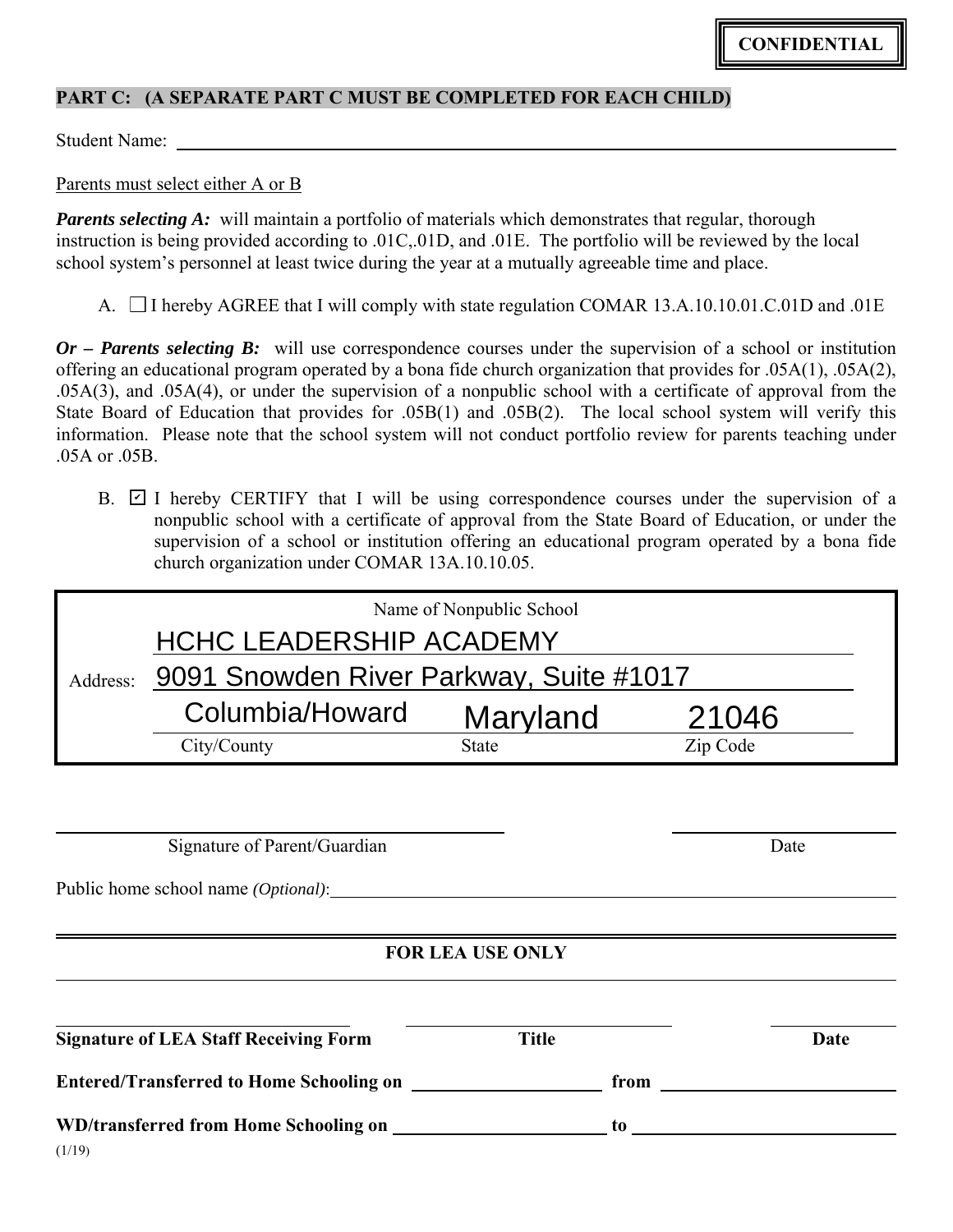**CONFIDENTIAL**

**PART C: (A SEPARATE PART C MUST BE COMPLETED FOR EACH CHILD)**

Student Name: ____________________________________________

Parents must select either A or B

***Parents selecting A:*** will maintain a portfolio of materials which demonstrates that regular, thorough instruction is being provided according to .01C,.01D, and .01E. The portfolio will be reviewed by the local school system's personnel at least twice during the year at a mutually agreeable time and place.

A. ☐ I hereby AGREE that I will comply with state regulation COMAR 13.A.10.10.01.C.01D and .01E

***Or – Parents selecting B:*** will use correspondence courses under the supervision of a school or institution offering an educational program operated by a bona fide church organization that provides for .05A(1), .05A(2), .05A(3), and .05A(4), or under the supervision of a nonpublic school with a certificate of approval from the State Board of Education that provides for .05B(1) and .05B(2). The local school system will verify this information. Please note that the school system will not conduct portfolio review for parents teaching under .05A or .05B.

B. ☑ I hereby CERTIFY that I will be using correspondence courses under the supervision of a nonpublic school with a certificate of approval from the State Board of Education, or under the supervision of a school or institution offering an educational program operated by a bona fide church organization under COMAR 13A.10.10.05.

Name of Nonpublic School

HCHC LEADERSHIP ACADEMY

Address: 9091 Snowden River Parkway, Suite #1017

| City/County | State | Zip Code |
|---|---|---|
| Columbia/Howard | Maryland | 21046 |

______________________________ Signature of Parent/Guardian

______________________________ Date

Public home school name *(Optional)*: ____________________________________________

**FOR LEA USE ONLY**

| **Signature of LEA Staff Receiving Form** | **Title** | **Date** |
|---|---|---|
| | | |

**Entered/Transferred to Home Schooling on** ____________________ **from** ____________________

**WD/transferred from Home Schooling on** ____________________ **to** ____________________

(1/19)